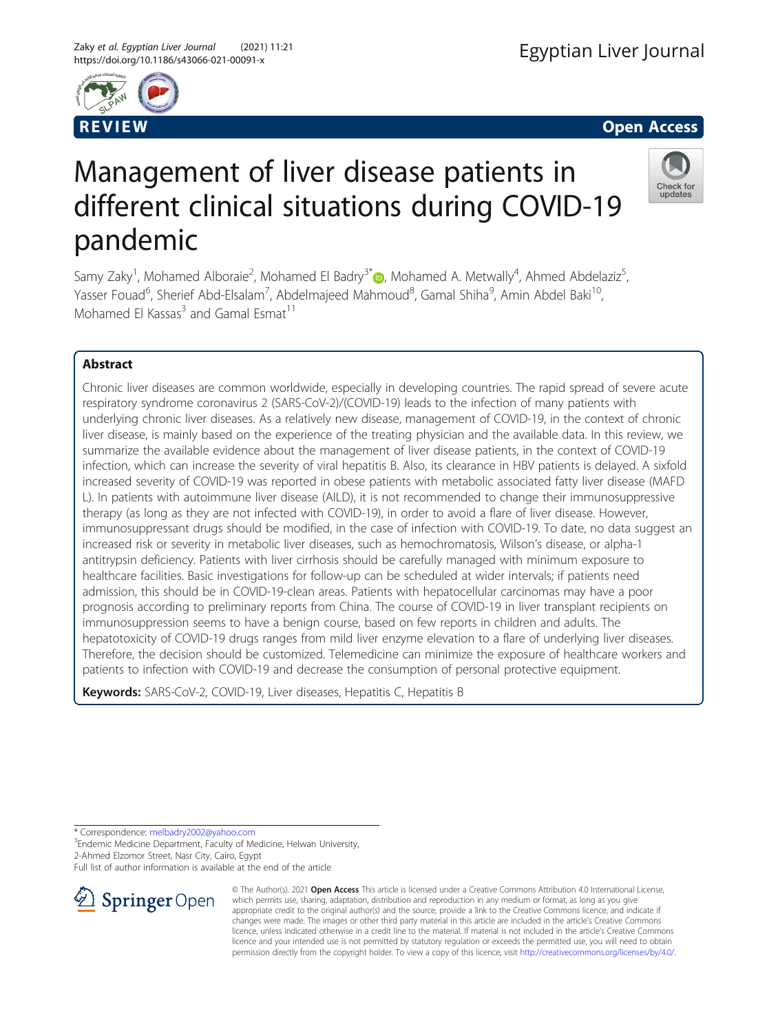REVIEW

Open Access

# Management of liver disease patients in different clinical situations during COVID-19 pandemic

Samy Zaky[1], Mohamed Alboraie[2], Mohamed El Badry[3*], Mohamed A. Metwally[4], Ahmed Abdelaziz[5], Yasser Fouad[6], Sherief Abd-Elsalam[7], Abdelmajeed Mahmoud[8], Gamal Shiha[9], Amin Abdel Baki[10], Mohamed El Kassas[3] and Gamal Esmat[11]

## Abstract

Chronic liver diseases are common worldwide, especially in developing countries. The rapid spread of severe acute respiratory syndrome coronavirus 2 (SARS-CoV-2)/(COVID-19) leads to the infection of many patients with underlying chronic liver diseases. As a relatively new disease, management of COVID-19, in the context of chronic liver disease, is mainly based on the experience of the treating physician and the available data. In this review, we summarize the available evidence about the management of liver disease patients, in the context of COVID-19 infection, which can increase the severity of viral hepatitis B. Also, its clearance in HBV patients is delayed. A sixfold increased severity of COVID-19 was reported in obese patients with metabolic associated fatty liver disease (MAFD L). In patients with autoimmune liver disease (AILD), it is not recommended to change their immunosuppressive therapy (as long as they are not infected with COVID-19), in order to avoid a flare of liver disease. However, immunosuppressant drugs should be modified, in the case of infection with COVID-19. To date, no data suggest an increased risk or severity in metabolic liver diseases, such as hemochromatosis, Wilson's disease, or alpha-1 antitrypsin deficiency. Patients with liver cirrhosis should be carefully managed with minimum exposure to healthcare facilities. Basic investigations for follow-up can be scheduled at wider intervals; if patients need admission, this should be in COVID-19-clean areas. Patients with hepatocellular carcinomas may have a poor prognosis according to preliminary reports from China. The course of COVID-19 in liver transplant recipients on immunosuppression seems to have a benign course, based on few reports in children and adults. The hepatotoxicity of COVID-19 drugs ranges from mild liver enzyme elevation to a flare of underlying liver diseases. Therefore, the decision should be customized. Telemedicine can minimize the exposure of healthcare workers and patients to infection with COVID-19 and decrease the consumption of personal protective equipment.

**Keywords:** SARS-CoV-2, COVID-19, Liver diseases, Hepatitis C, Hepatitis B

* Correspondence: melbadry2002@yahoo.com
[3]Endemic Medicine Department, Faculty of Medicine, Helwan University, 2-Ahmed Elzomor Street, Nasr City, Cairo, Egypt
Full list of author information is available at the end of the article

© The Author(s). 2021 **Open Access** This article is licensed under a Creative Commons Attribution 4.0 International License, which permits use, sharing, adaptation, distribution and reproduction in any medium or format, as long as you give appropriate credit to the original author(s) and the source, provide a link to the Creative Commons licence, and indicate if changes were made. The images or other third party material in this article are included in the article's Creative Commons licence, unless indicated otherwise in a credit line to the material. If material is not included in the article's Creative Commons licence and your intended use is not permitted by statutory regulation or exceeds the permitted use, you will need to obtain permission directly from the copyright holder. To view a copy of this licence, visit http://creativecommons.org/licenses/by/4.0/.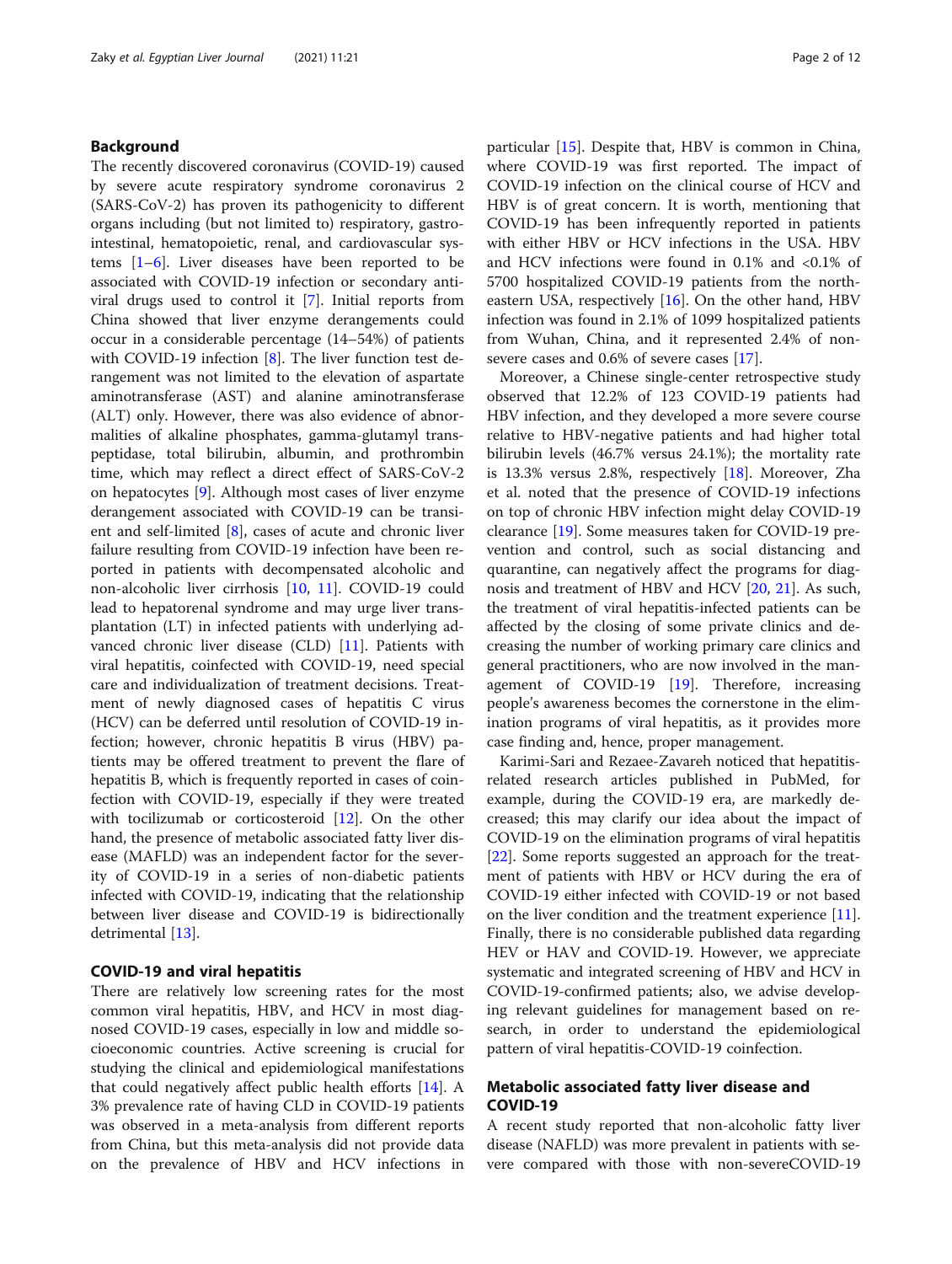## Background

The recently discovered coronavirus (COVID-19) caused by severe acute respiratory syndrome coronavirus 2 (SARS-CoV-2) has proven its pathogenicity to different organs including (but not limited to) respiratory, gastrointestinal, hematopoietic, renal, and cardiovascular systems [1–6]. Liver diseases have been reported to be associated with COVID-19 infection or secondary antiviral drugs used to control it [7]. Initial reports from China showed that liver enzyme derangements could occur in a considerable percentage (14–54%) of patients with COVID-19 infection [8]. The liver function test derangement was not limited to the elevation of aspartate aminotransferase (AST) and alanine aminotransferase (ALT) only. However, there was also evidence of abnormalities of alkaline phosphates, gamma-glutamyl transpeptidase, total bilirubin, albumin, and prothrombin time, which may reflect a direct effect of SARS-CoV-2 on hepatocytes [9]. Although most cases of liver enzyme derangement associated with COVID-19 can be transient and self-limited [8], cases of acute and chronic liver failure resulting from COVID-19 infection have been reported in patients with decompensated alcoholic and non-alcoholic liver cirrhosis [10, 11]. COVID-19 could lead to hepatorenal syndrome and may urge liver transplantation (LT) in infected patients with underlying advanced chronic liver disease (CLD) [11]. Patients with viral hepatitis, coinfected with COVID-19, need special care and individualization of treatment decisions. Treatment of newly diagnosed cases of hepatitis C virus (HCV) can be deferred until resolution of COVID-19 infection; however, chronic hepatitis B virus (HBV) patients may be offered treatment to prevent the flare of hepatitis B, which is frequently reported in cases of coinfection with COVID-19, especially if they were treated with tocilizumab or corticosteroid [12]. On the other hand, the presence of metabolic associated fatty liver disease (MAFLD) was an independent factor for the severity of COVID-19 in a series of non-diabetic patients infected with COVID-19, indicating that the relationship between liver disease and COVID-19 is bidirectionally detrimental [13].

## COVID-19 and viral hepatitis

There are relatively low screening rates for the most common viral hepatitis, HBV, and HCV in most diagnosed COVID-19 cases, especially in low and middle socioeconomic countries. Active screening is crucial for studying the clinical and epidemiological manifestations that could negatively affect public health efforts [14]. A 3% prevalence rate of having CLD in COVID-19 patients was observed in a meta-analysis from different reports from China, but this meta-analysis did not provide data on the prevalence of HBV and HCV infections in particular [15]. Despite that, HBV is common in China, where COVID-19 was first reported. The impact of COVID-19 infection on the clinical course of HCV and HBV is of great concern. It is worth, mentioning that COVID-19 has been infrequently reported in patients with either HBV or HCV infections in the USA. HBV and HCV infections were found in 0.1% and <0.1% of 5700 hospitalized COVID-19 patients from the northeastern USA, respectively [16]. On the other hand, HBV infection was found in 2.1% of 1099 hospitalized patients from Wuhan, China, and it represented 2.4% of non-severe cases and 0.6% of severe cases [17].

Moreover, a Chinese single-center retrospective study observed that 12.2% of 123 COVID-19 patients had HBV infection, and they developed a more severe course relative to HBV-negative patients and had higher total bilirubin levels (46.7% versus 24.1%); the mortality rate is 13.3% versus 2.8%, respectively [18]. Moreover, Zha et al. noted that the presence of COVID-19 infections on top of chronic HBV infection might delay COVID-19 clearance [19]. Some measures taken for COVID-19 prevention and control, such as social distancing and quarantine, can negatively affect the programs for diagnosis and treatment of HBV and HCV [20, 21]. As such, the treatment of viral hepatitis-infected patients can be affected by the closing of some private clinics and decreasing the number of working primary care clinics and general practitioners, who are now involved in the management of COVID-19 [19]. Therefore, increasing people's awareness becomes the cornerstone in the elimination programs of viral hepatitis, as it provides more case finding and, hence, proper management.

Karimi-Sari and Rezaee-Zavareh noticed that hepatitis-related research articles published in PubMed, for example, during the COVID-19 era, are markedly decreased; this may clarify our idea about the impact of COVID-19 on the elimination programs of viral hepatitis [22]. Some reports suggested an approach for the treatment of patients with HBV or HCV during the era of COVID-19 either infected with COVID-19 or not based on the liver condition and the treatment experience [11]. Finally, there is no considerable published data regarding HEV or HAV and COVID-19. However, we appreciate systematic and integrated screening of HBV and HCV in COVID-19-confirmed patients; also, we advise developing relevant guidelines for management based on research, in order to understand the epidemiological pattern of viral hepatitis-COVID-19 coinfection.

## Metabolic associated fatty liver disease and COVID-19

A recent study reported that non-alcoholic fatty liver disease (NAFLD) was more prevalent in patients with severe compared with those with non-severeCOVID-19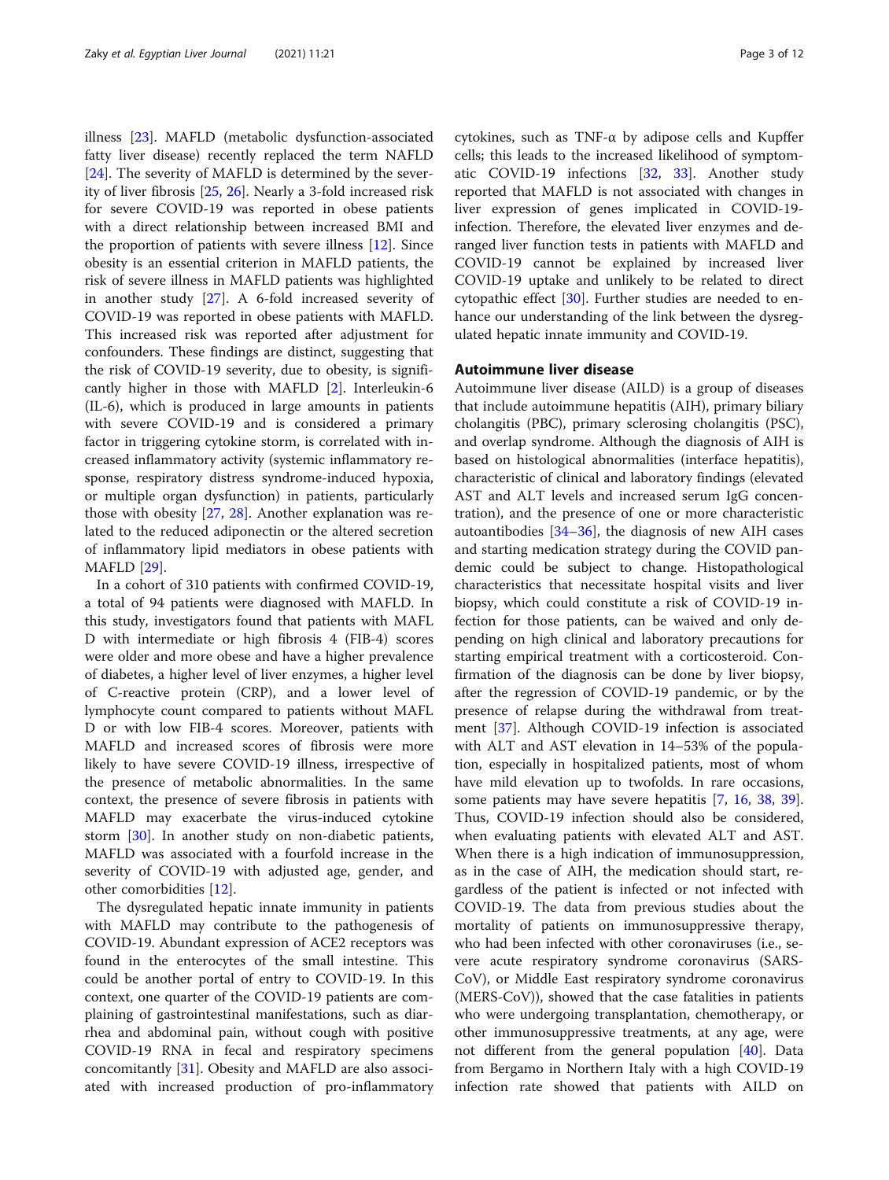illness [23]. MAFLD (metabolic dysfunction-associated fatty liver disease) recently replaced the term NAFLD [24]. The severity of MAFLD is determined by the severity of liver fibrosis [25, 26]. Nearly a 3-fold increased risk for severe COVID-19 was reported in obese patients with a direct relationship between increased BMI and the proportion of patients with severe illness [12]. Since obesity is an essential criterion in MAFLD patients, the risk of severe illness in MAFLD patients was highlighted in another study [27]. A 6-fold increased severity of COVID-19 was reported in obese patients with MAFLD. This increased risk was reported after adjustment for confounders. These findings are distinct, suggesting that the risk of COVID-19 severity, due to obesity, is significantly higher in those with MAFLD [2]. Interleukin-6 (IL-6), which is produced in large amounts in patients with severe COVID-19 and is considered a primary factor in triggering cytokine storm, is correlated with increased inflammatory activity (systemic inflammatory response, respiratory distress syndrome-induced hypoxia, or multiple organ dysfunction) in patients, particularly those with obesity [27, 28]. Another explanation was related to the reduced adiponectin or the altered secretion of inflammatory lipid mediators in obese patients with MAFLD [29].

In a cohort of 310 patients with confirmed COVID-19, a total of 94 patients were diagnosed with MAFLD. In this study, investigators found that patients with MAFLD with intermediate or high fibrosis 4 (FIB-4) scores were older and more obese and have a higher prevalence of diabetes, a higher level of liver enzymes, a higher level of C-reactive protein (CRP), and a lower level of lymphocyte count compared to patients without MAFLD or with low FIB-4 scores. Moreover, patients with MAFLD and increased scores of fibrosis were more likely to have severe COVID-19 illness, irrespective of the presence of metabolic abnormalities. In the same context, the presence of severe fibrosis in patients with MAFLD may exacerbate the virus-induced cytokine storm [30]. In another study on non-diabetic patients, MAFLD was associated with a fourfold increase in the severity of COVID-19 with adjusted age, gender, and other comorbidities [12].

The dysregulated hepatic innate immunity in patients with MAFLD may contribute to the pathogenesis of COVID-19. Abundant expression of ACE2 receptors was found in the enterocytes of the small intestine. This could be another portal of entry to COVID-19. In this context, one quarter of the COVID-19 patients are complaining of gastrointestinal manifestations, such as diarrhea and abdominal pain, without cough with positive COVID-19 RNA in fecal and respiratory specimens concomitantly [31]. Obesity and MAFLD are also associated with increased production of pro-inflammatory cytokines, such as TNF-α by adipose cells and Kupffer cells; this leads to the increased likelihood of symptomatic COVID-19 infections [32, 33]. Another study reported that MAFLD is not associated with changes in liver expression of genes implicated in COVID-19-infection. Therefore, the elevated liver enzymes and deranged liver function tests in patients with MAFLD and COVID-19 cannot be explained by increased liver COVID-19 uptake and unlikely to be related to direct cytopathic effect [30]. Further studies are needed to enhance our understanding of the link between the dysregulated hepatic innate immunity and COVID-19.

## Autoimmune liver disease

Autoimmune liver disease (AILD) is a group of diseases that include autoimmune hepatitis (AIH), primary biliary cholangitis (PBC), primary sclerosing cholangitis (PSC), and overlap syndrome. Although the diagnosis of AIH is based on histological abnormalities (interface hepatitis), characteristic of clinical and laboratory findings (elevated AST and ALT levels and increased serum IgG concentration), and the presence of one or more characteristic autoantibodies [34–36], the diagnosis of new AIH cases and starting medication strategy during the COVID pandemic could be subject to change. Histopathological characteristics that necessitate hospital visits and liver biopsy, which could constitute a risk of COVID-19 infection for those patients, can be waived and only depending on high clinical and laboratory precautions for starting empirical treatment with a corticosteroid. Confirmation of the diagnosis can be done by liver biopsy, after the regression of COVID-19 pandemic, or by the presence of relapse during the withdrawal from treatment [37]. Although COVID-19 infection is associated with ALT and AST elevation in 14–53% of the population, especially in hospitalized patients, most of whom have mild elevation up to twofolds. In rare occasions, some patients may have severe hepatitis [7, 16, 38, 39]. Thus, COVID-19 infection should also be considered, when evaluating patients with elevated ALT and AST. When there is a high indication of immunosuppression, as in the case of AIH, the medication should start, regardless of the patient is infected or not infected with COVID-19. The data from previous studies about the mortality of patients on immunosuppressive therapy, who had been infected with other coronaviruses (i.e., severe acute respiratory syndrome coronavirus (SARS-CoV), or Middle East respiratory syndrome coronavirus (MERS-CoV)), showed that the case fatalities in patients who were undergoing transplantation, chemotherapy, or other immunosuppressive treatments, at any age, were not different from the general population [40]. Data from Bergamo in Northern Italy with a high COVID-19 infection rate showed that patients with AILD on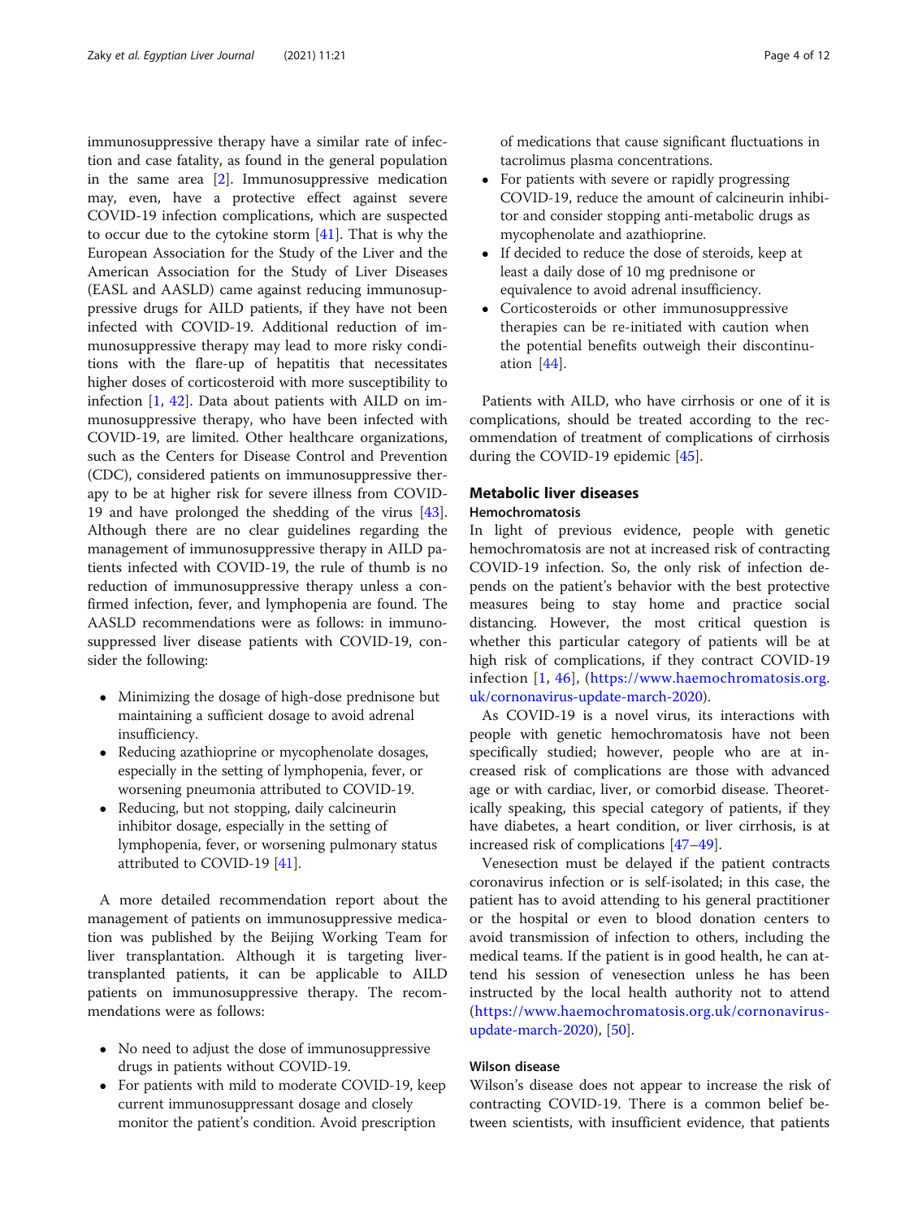immunosuppressive therapy have a similar rate of infection and case fatality, as found in the general population in the same area [2]. Immunosuppressive medication may, even, have a protective effect against severe COVID-19 infection complications, which are suspected to occur due to the cytokine storm [41]. That is why the European Association for the Study of the Liver and the American Association for the Study of Liver Diseases (EASL and AASLD) came against reducing immunosuppressive drugs for AILD patients, if they have not been infected with COVID-19. Additional reduction of immunosuppressive therapy may lead to more risky conditions with the flare-up of hepatitis that necessitates higher doses of corticosteroid with more susceptibility to infection [1, 42]. Data about patients with AILD on immunosuppressive therapy, who have been infected with COVID-19, are limited. Other healthcare organizations, such as the Centers for Disease Control and Prevention (CDC), considered patients on immunosuppressive therapy to be at higher risk for severe illness from COVID-19 and have prolonged the shedding of the virus [43]. Although there are no clear guidelines regarding the management of immunosuppressive therapy in AILD patients infected with COVID-19, the rule of thumb is no reduction of immunosuppressive therapy unless a confirmed infection, fever, and lymphopenia are found. The AASLD recommendations were as follows: in immunosuppressed liver disease patients with COVID-19, consider the following:

- Minimizing the dosage of high-dose prednisone but maintaining a sufficient dosage to avoid adrenal insufficiency.
- Reducing azathioprine or mycophenolate dosages, especially in the setting of lymphopenia, fever, or worsening pneumonia attributed to COVID-19.
- Reducing, but not stopping, daily calcineurin inhibitor dosage, especially in the setting of lymphopenia, fever, or worsening pulmonary status attributed to COVID-19 [41].

A more detailed recommendation report about the management of patients on immunosuppressive medication was published by the Beijing Working Team for liver transplantation. Although it is targeting liver-transplanted patients, it can be applicable to AILD patients on immunosuppressive therapy. The recommendations were as follows:

- No need to adjust the dose of immunosuppressive drugs in patients without COVID-19.
- For patients with mild to moderate COVID-19, keep current immunosuppressant dosage and closely monitor the patient's condition. Avoid prescription of medications that cause significant fluctuations in tacrolimus plasma concentrations.
- For patients with severe or rapidly progressing COVID-19, reduce the amount of calcineurin inhibitor and consider stopping anti-metabolic drugs as mycophenolate and azathioprine.
- If decided to reduce the dose of steroids, keep at least a daily dose of 10 mg prednisone or equivalence to avoid adrenal insufficiency.
- Corticosteroids or other immunosuppressive therapies can be re-initiated with caution when the potential benefits outweigh their discontinuation [44].

Patients with AILD, who have cirrhosis or one of it is complications, should be treated according to the recommendation of treatment of complications of cirrhosis during the COVID-19 epidemic [45].

## Metabolic liver diseases

### Hemochromatosis

In light of previous evidence, people with genetic hemochromatosis are not at increased risk of contracting COVID-19 infection. So, the only risk of infection depends on the patient's behavior with the best protective measures being to stay home and practice social distancing. However, the most critical question is whether this particular category of patients will be at high risk of complications, if they contract COVID-19 infection [1, 46], (https://www.haemochromatosis.org.uk/cornonavirus-update-march-2020).

As COVID-19 is a novel virus, its interactions with people with genetic hemochromatosis have not been specifically studied; however, people who are at increased risk of complications are those with advanced age or with cardiac, liver, or comorbid disease. Theoretically speaking, this special category of patients, if they have diabetes, a heart condition, or liver cirrhosis, is at increased risk of complications [47–49].

Venesection must be delayed if the patient contracts coronavirus infection or is self-isolated; in this case, the patient has to avoid attending to his general practitioner or the hospital or even to blood donation centers to avoid transmission of infection to others, including the medical teams. If the patient is in good health, he can attend his session of venesection unless he has been instructed by the local health authority not to attend (https://www.haemochromatosis.org.uk/cornonavirus-update-march-2020), [50].

### Wilson disease

Wilson's disease does not appear to increase the risk of contracting COVID-19. There is a common belief between scientists, with insufficient evidence, that patients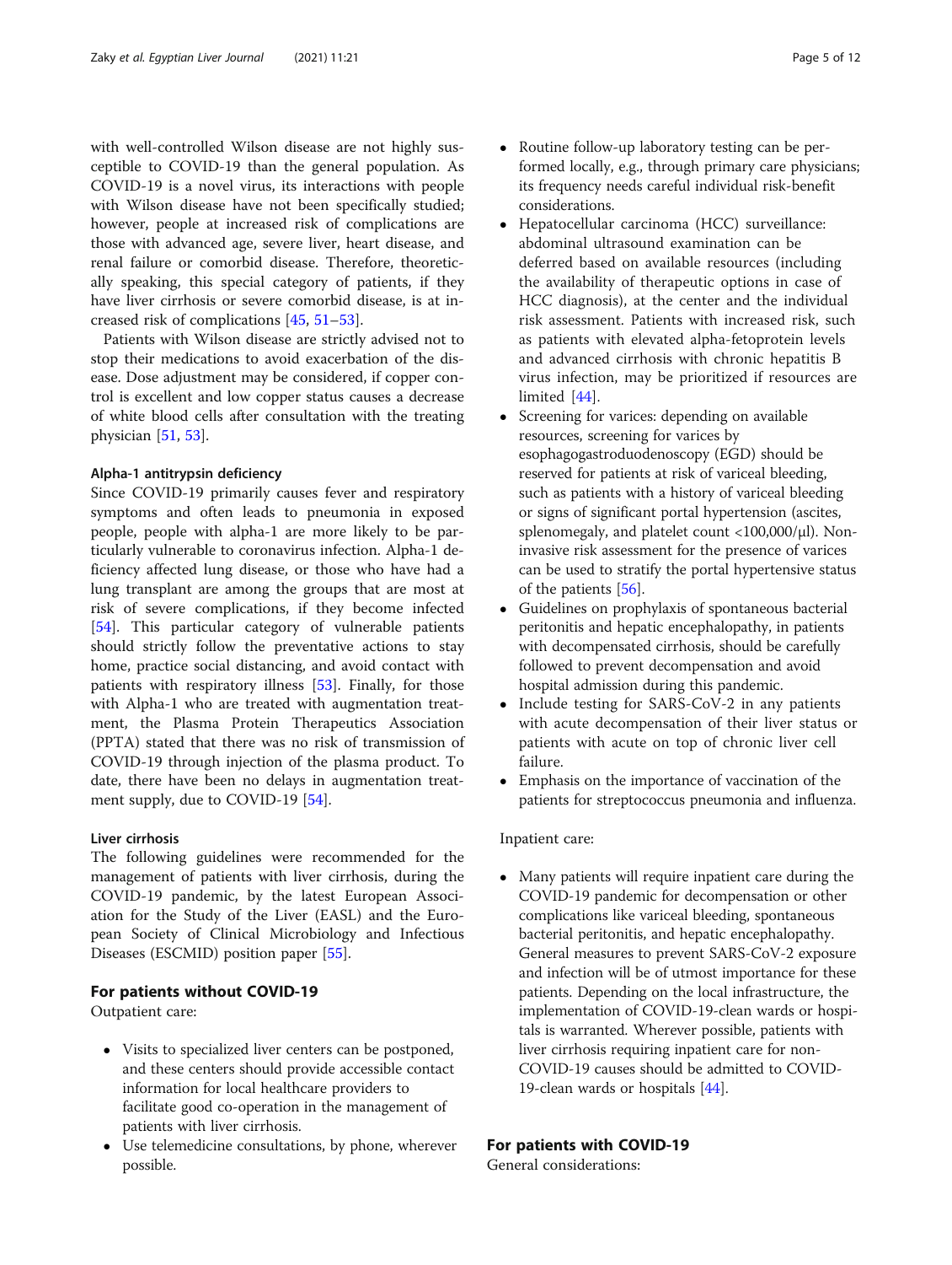with well-controlled Wilson disease are not highly susceptible to COVID-19 than the general population. As COVID-19 is a novel virus, its interactions with people with Wilson disease have not been specifically studied; however, people at increased risk of complications are those with advanced age, severe liver, heart disease, and renal failure or comorbid disease. Therefore, theoretically speaking, this special category of patients, if they have liver cirrhosis or severe comorbid disease, is at increased risk of complications [45, 51–53].

Patients with Wilson disease are strictly advised not to stop their medications to avoid exacerbation of the disease. Dose adjustment may be considered, if copper control is excellent and low copper status causes a decrease of white blood cells after consultation with the treating physician [51, 53].

#### Alpha-1 antitrypsin deficiency

Since COVID-19 primarily causes fever and respiratory symptoms and often leads to pneumonia in exposed people, people with alpha-1 are more likely to be particularly vulnerable to coronavirus infection. Alpha-1 deficiency affected lung disease, or those who have had a lung transplant are among the groups that are most at risk of severe complications, if they become infected [54]. This particular category of vulnerable patients should strictly follow the preventative actions to stay home, practice social distancing, and avoid contact with patients with respiratory illness [53]. Finally, for those with Alpha-1 who are treated with augmentation treatment, the Plasma Protein Therapeutics Association (PPTA) stated that there was no risk of transmission of COVID-19 through injection of the plasma product. To date, there have been no delays in augmentation treatment supply, due to COVID-19 [54].

#### Liver cirrhosis

The following guidelines were recommended for the management of patients with liver cirrhosis, during the COVID-19 pandemic, by the latest European Association for the Study of the Liver (EASL) and the European Society of Clinical Microbiology and Infectious Diseases (ESCMID) position paper [55].

### For patients without COVID-19

Outpatient care:

- Visits to specialized liver centers can be postponed, and these centers should provide accessible contact information for local healthcare providers to facilitate good co-operation in the management of patients with liver cirrhosis.
- Use telemedicine consultations, by phone, wherever possible.
- Routine follow-up laboratory testing can be performed locally, e.g., through primary care physicians; its frequency needs careful individual risk-benefit considerations.
- Hepatocellular carcinoma (HCC) surveillance: abdominal ultrasound examination can be deferred based on available resources (including the availability of therapeutic options in case of HCC diagnosis), at the center and the individual risk assessment. Patients with increased risk, such as patients with elevated alpha-fetoprotein levels and advanced cirrhosis with chronic hepatitis B virus infection, may be prioritized if resources are limited [44].
- Screening for varices: depending on available resources, screening for varices by esophagogastroduodenoscopy (EGD) should be reserved for patients at risk of variceal bleeding, such as patients with a history of variceal bleeding or signs of significant portal hypertension (ascites, splenomegaly, and platelet count <100,000/μl). Non-invasive risk assessment for the presence of varices can be used to stratify the portal hypertensive status of the patients [56].
- Guidelines on prophylaxis of spontaneous bacterial peritonitis and hepatic encephalopathy, in patients with decompensated cirrhosis, should be carefully followed to prevent decompensation and avoid hospital admission during this pandemic.
- Include testing for SARS-CoV-2 in any patients with acute decompensation of their liver status or patients with acute on top of chronic liver cell failure.
- Emphasis on the importance of vaccination of the patients for streptococcus pneumonia and influenza.

Inpatient care:

- Many patients will require inpatient care during the COVID-19 pandemic for decompensation or other complications like variceal bleeding, spontaneous bacterial peritonitis, and hepatic encephalopathy. General measures to prevent SARS-CoV-2 exposure and infection will be of utmost importance for these patients. Depending on the local infrastructure, the implementation of COVID-19-clean wards or hospitals is warranted. Wherever possible, patients with liver cirrhosis requiring inpatient care for non-COVID-19 causes should be admitted to COVID-19-clean wards or hospitals [44].

### For patients with COVID-19

General considerations: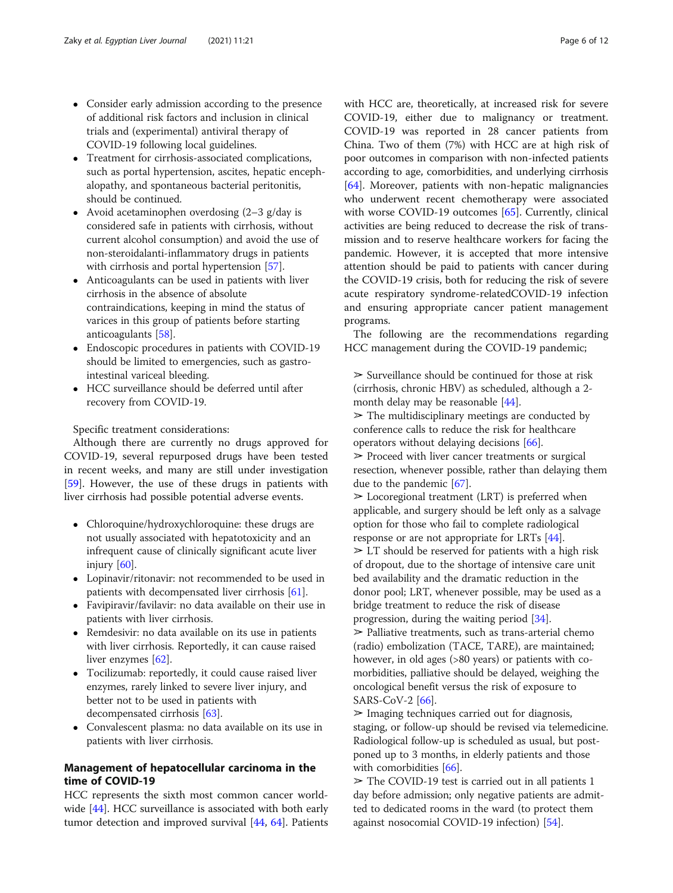- Consider early admission according to the presence of additional risk factors and inclusion in clinical trials and (experimental) antiviral therapy of COVID-19 following local guidelines.
- Treatment for cirrhosis-associated complications, such as portal hypertension, ascites, hepatic encephalopathy, and spontaneous bacterial peritonitis, should be continued.
- Avoid acetaminophen overdosing (2–3 g/day is considered safe in patients with cirrhosis, without current alcohol consumption) and avoid the use of non-steroidalanti-inflammatory drugs in patients with cirrhosis and portal hypertension [57].
- Anticoagulants can be used in patients with liver cirrhosis in the absence of absolute contraindications, keeping in mind the status of varices in this group of patients before starting anticoagulants [58].
- Endoscopic procedures in patients with COVID-19 should be limited to emergencies, such as gastrointestinal variceal bleeding.
- HCC surveillance should be deferred until after recovery from COVID-19.

Specific treatment considerations:

Although there are currently no drugs approved for COVID-19, several repurposed drugs have been tested in recent weeks, and many are still under investigation [59]. However, the use of these drugs in patients with liver cirrhosis had possible potential adverse events.

- Chloroquine/hydroxychloroquine: these drugs are not usually associated with hepatotoxicity and an infrequent cause of clinically significant acute liver injury [60].
- Lopinavir/ritonavir: not recommended to be used in patients with decompensated liver cirrhosis [61].
- Favipiravir/favilavir: no data available on their use in patients with liver cirrhosis.
- Remdesivir: no data available on its use in patients with liver cirrhosis. Reportedly, it can cause raised liver enzymes [62].
- Tocilizumab: reportedly, it could cause raised liver enzymes, rarely linked to severe liver injury, and better not to be used in patients with decompensated cirrhosis [63].
- Convalescent plasma: no data available on its use in patients with liver cirrhosis.

## Management of hepatocellular carcinoma in the time of COVID-19

HCC represents the sixth most common cancer worldwide [44]. HCC surveillance is associated with both early tumor detection and improved survival [44, 64]. Patients with HCC are, theoretically, at increased risk for severe COVID-19, either due to malignancy or treatment. COVID-19 was reported in 28 cancer patients from China. Two of them (7%) with HCC are at high risk of poor outcomes in comparison with non-infected patients according to age, comorbidities, and underlying cirrhosis [64]. Moreover, patients with non-hepatic malignancies who underwent recent chemotherapy were associated with worse COVID-19 outcomes [65]. Currently, clinical activities are being reduced to decrease the risk of transmission and to reserve healthcare workers for facing the pandemic. However, it is accepted that more intensive attention should be paid to patients with cancer during the COVID-19 crisis, both for reducing the risk of severe acute respiratory syndrome-relatedCOVID-19 infection and ensuring appropriate cancer patient management programs.

The following are the recommendations regarding HCC management during the COVID-19 pandemic;

➢ Surveillance should be continued for those at risk (cirrhosis, chronic HBV) as scheduled, although a 2-month delay may be reasonable [44].

➢ The multidisciplinary meetings are conducted by conference calls to reduce the risk for healthcare operators without delaying decisions [66].

➢ Proceed with liver cancer treatments or surgical resection, whenever possible, rather than delaying them due to the pandemic [67].

➢ Locoregional treatment (LRT) is preferred when applicable, and surgery should be left only as a salvage option for those who fail to complete radiological response or are not appropriate for LRTs [44].

➢ LT should be reserved for patients with a high risk of dropout, due to the shortage of intensive care unit bed availability and the dramatic reduction in the donor pool; LRT, whenever possible, may be used as a bridge treatment to reduce the risk of disease progression, during the waiting period [34].

➢ Palliative treatments, such as trans-arterial chemo (radio) embolization (TACE, TARE), are maintained; however, in old ages (>80 years) or patients with co-morbidities, palliative should be delayed, weighing the oncological benefit versus the risk of exposure to SARS-CoV-2 [66].

➢ Imaging techniques carried out for diagnosis, staging, or follow-up should be revised via telemedicine. Radiological follow-up is scheduled as usual, but postponed up to 3 months, in elderly patients and those with comorbidities [66].

➢ The COVID-19 test is carried out in all patients 1 day before admission; only negative patients are admitted to dedicated rooms in the ward (to protect them against nosocomial COVID-19 infection) [54].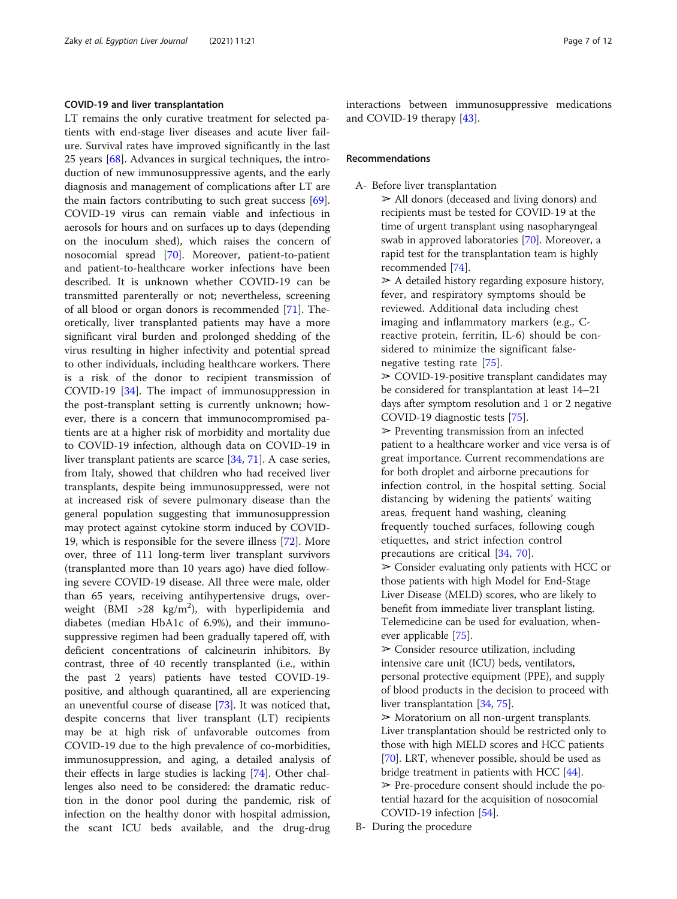### COVID-19 and liver transplantation

LT remains the only curative treatment for selected patients with end-stage liver diseases and acute liver failure. Survival rates have improved significantly in the last 25 years [68]. Advances in surgical techniques, the introduction of new immunosuppressive agents, and the early diagnosis and management of complications after LT are the main factors contributing to such great success [69]. COVID-19 virus can remain viable and infectious in aerosols for hours and on surfaces up to days (depending on the inoculum shed), which raises the concern of nosocomial spread [70]. Moreover, patient-to-patient and patient-to-healthcare worker infections have been described. It is unknown whether COVID-19 can be transmitted parenterally or not; nevertheless, screening of all blood or organ donors is recommended [71]. Theoretically, liver transplanted patients may have a more significant viral burden and prolonged shedding of the virus resulting in higher infectivity and potential spread to other individuals, including healthcare workers. There is a risk of the donor to recipient transmission of COVID-19 [34]. The impact of immunosuppression in the post-transplant setting is currently unknown; however, there is a concern that immunocompromised patients are at a higher risk of morbidity and mortality due to COVID-19 infection, although data on COVID-19 in liver transplant patients are scarce [34, 71]. A case series, from Italy, showed that children who had received liver transplants, despite being immunosuppressed, were not at increased risk of severe pulmonary disease than the general population suggesting that immunosuppression may protect against cytokine storm induced by COVID-19, which is responsible for the severe illness [72]. Moreover, three of 111 long-term liver transplant survivors (transplanted more than 10 years ago) have died following severe COVID-19 disease. All three were male, older than 65 years, receiving antihypertensive drugs, overweight (BMI >28 kg/m$^2$), with hyperlipidemia and diabetes (median HbA1c of 6.9%), and their immunosuppressive regimen had been gradually tapered off, with deficient concentrations of calcineurin inhibitors. By contrast, three of 40 recently transplanted (i.e., within the past 2 years) patients have tested COVID-19-positive, and although quarantined, all are experiencing an uneventful course of disease [73]. It was noticed that, despite concerns that liver transplant (LT) recipients may be at high risk of unfavorable outcomes from COVID-19 due to the high prevalence of co-morbidities, immunosuppression, and aging, a detailed analysis of their effects in large studies is lacking [74]. Other challenges also need to be considered: the dramatic reduction in the donor pool during the pandemic, risk of infection on the healthy donor with hospital admission, the scant ICU beds available, and the drug-drug interactions between immunosuppressive medications and COVID-19 therapy [43].

### Recommendations

A- Before liver transplantation

- ➢ All donors (deceased and living donors) and recipients must be tested for COVID-19 at the time of urgent transplant using nasopharyngeal swab in approved laboratories [70]. Moreover, a rapid test for the transplantation team is highly recommended [74].
- ➢ A detailed history regarding exposure history, fever, and respiratory symptoms should be reviewed. Additional data including chest imaging and inflammatory markers (e.g., C-reactive protein, ferritin, IL-6) should be considered to minimize the significant false-negative testing rate [75].
- ➢ COVID-19-positive transplant candidates may be considered for transplantation at least 14–21 days after symptom resolution and 1 or 2 negative COVID-19 diagnostic tests [75].
- ➢ Preventing transmission from an infected patient to a healthcare worker and vice versa is of great importance. Current recommendations are for both droplet and airborne precautions for infection control, in the hospital setting. Social distancing by widening the patients' waiting areas, frequent hand washing, cleaning frequently touched surfaces, following cough etiquettes, and strict infection control precautions are critical [34, 70].
- ➢ Consider evaluating only patients with HCC or those patients with high Model for End-Stage Liver Disease (MELD) scores, who are likely to benefit from immediate liver transplant listing. Telemedicine can be used for evaluation, whenever applicable [75].
- ➢ Consider resource utilization, including intensive care unit (ICU) beds, ventilators, personal protective equipment (PPE), and supply of blood products in the decision to proceed with liver transplantation [34, 75].
- ➢ Moratorium on all non-urgent transplants. Liver transplantation should be restricted only to those with high MELD scores and HCC patients [70]. LRT, whenever possible, should be used as bridge treatment in patients with HCC [44].
- ➢ Pre-procedure consent should include the potential hazard for the acquisition of nosocomial COVID-19 infection [54].

B- During the procedure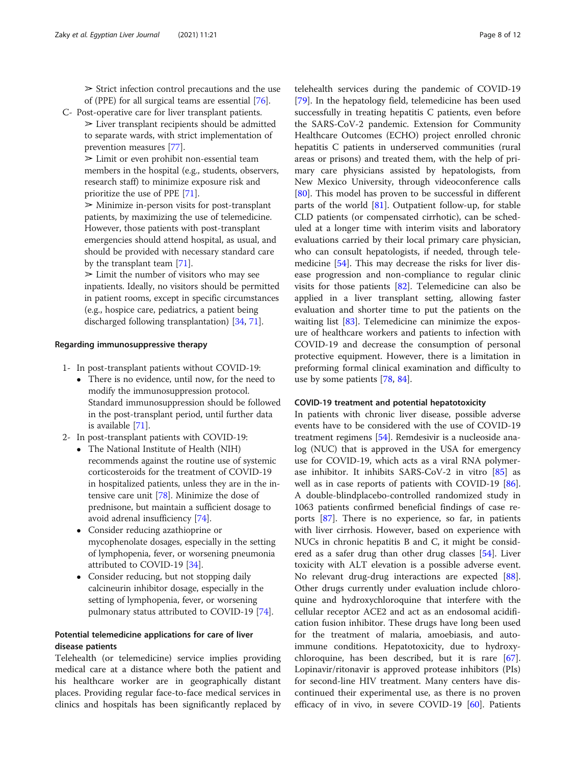➢ Strict infection control precautions and the use of (PPE) for all surgical teams are essential [76].

C- Post-operative care for liver transplant patients.

➢ Liver transplant recipients should be admitted to separate wards, with strict implementation of prevention measures [77].

➢ Limit or even prohibit non-essential team members in the hospital (e.g., students, observers, research staff) to minimize exposure risk and prioritize the use of PPE [71].

➢ Minimize in-person visits for post-transplant patients, by maximizing the use of telemedicine. However, those patients with post-transplant emergencies should attend hospital, as usual, and should be provided with necessary standard care by the transplant team [71].

➢ Limit the number of visitors who may see inpatients. Ideally, no visitors should be permitted in patient rooms, except in specific circumstances (e.g., hospice care, pediatrics, a patient being discharged following transplantation) [34, 71].

#### Regarding immunosuppressive therapy

1- In post-transplant patients without COVID-19:
   - There is no evidence, until now, for the need to modify the immunosuppression protocol. Standard immunosuppression should be followed in the post-transplant period, until further data is available [71].
2- In post-transplant patients with COVID-19:
   - The National Institute of Health (NIH) recommends against the routine use of systemic corticosteroids for the treatment of COVID-19 in hospitalized patients, unless they are in the intensive care unit [78]. Minimize the dose of prednisone, but maintain a sufficient dosage to avoid adrenal insufficiency [74].
   - Consider reducing azathioprine or mycophenolate dosages, especially in the setting of lymphopenia, fever, or worsening pneumonia attributed to COVID-19 [34].
   - Consider reducing, but not stopping daily calcineurin inhibitor dosage, especially in the setting of lymphopenia, fever, or worsening pulmonary status attributed to COVID-19 [74].

### Potential telemedicine applications for care of liver disease patients

Telehealth (or telemedicine) service implies providing medical care at a distance where both the patient and his healthcare worker are in geographically distant places. Providing regular face-to-face medical services in clinics and hospitals has been significantly replaced by telehealth services during the pandemic of COVID-19 [79]. In the hepatology field, telemedicine has been used successfully in treating hepatitis C patients, even before the SARS-CoV-2 pandemic. Extension for Community Healthcare Outcomes (ECHO) project enrolled chronic hepatitis C patients in underserved communities (rural areas or prisons) and treated them, with the help of primary care physicians assisted by hepatologists, from New Mexico University, through videoconference calls [80]. This model has proven to be successful in different parts of the world [81]. Outpatient follow-up, for stable CLD patients (or compensated cirrhotic), can be scheduled at a longer time with interim visits and laboratory evaluations carried by their local primary care physician, who can consult hepatologists, if needed, through telemedicine [54]. This may decrease the risks for liver disease progression and non-compliance to regular clinic visits for those patients [82]. Telemedicine can also be applied in a liver transplant setting, allowing faster evaluation and shorter time to put the patients on the waiting list [83]. Telemedicine can minimize the exposure of healthcare workers and patients to infection with COVID-19 and decrease the consumption of personal protective equipment. However, there is a limitation in preforming formal clinical examination and difficulty to use by some patients [78, 84].

### COVID-19 treatment and potential hepatotoxicity

In patients with chronic liver disease, possible adverse events have to be considered with the use of COVID-19 treatment regimens [54]. Remdesivir is a nucleoside analog (NUC) that is approved in the USA for emergency use for COVID-19, which acts as a viral RNA polymerase inhibitor. It inhibits SARS-CoV-2 in vitro [85] as well as in case reports of patients with COVID-19 [86]. A double-blindplacebo-controlled randomized study in 1063 patients confirmed beneficial findings of case reports [87]. There is no experience, so far, in patients with liver cirrhosis. However, based on experience with NUCs in chronic hepatitis B and C, it might be considered as a safer drug than other drug classes [54]. Liver toxicity with ALT elevation is a possible adverse event. No relevant drug-drug interactions are expected [88]. Other drugs currently under evaluation include chloroquine and hydroxychloroquine that interfere with the cellular receptor ACE2 and act as an endosomal acidification fusion inhibitor. These drugs have long been used for the treatment of malaria, amoebiasis, and autoimmune conditions. Hepatotoxicity, due to hydroxychloroquine, has been described, but it is rare [67]. Lopinavir/ritonavir is approved protease inhibitors (PIs) for second-line HIV treatment. Many centers have discontinued their experimental use, as there is no proven efficacy of in vivo, in severe COVID-19 [60]. Patients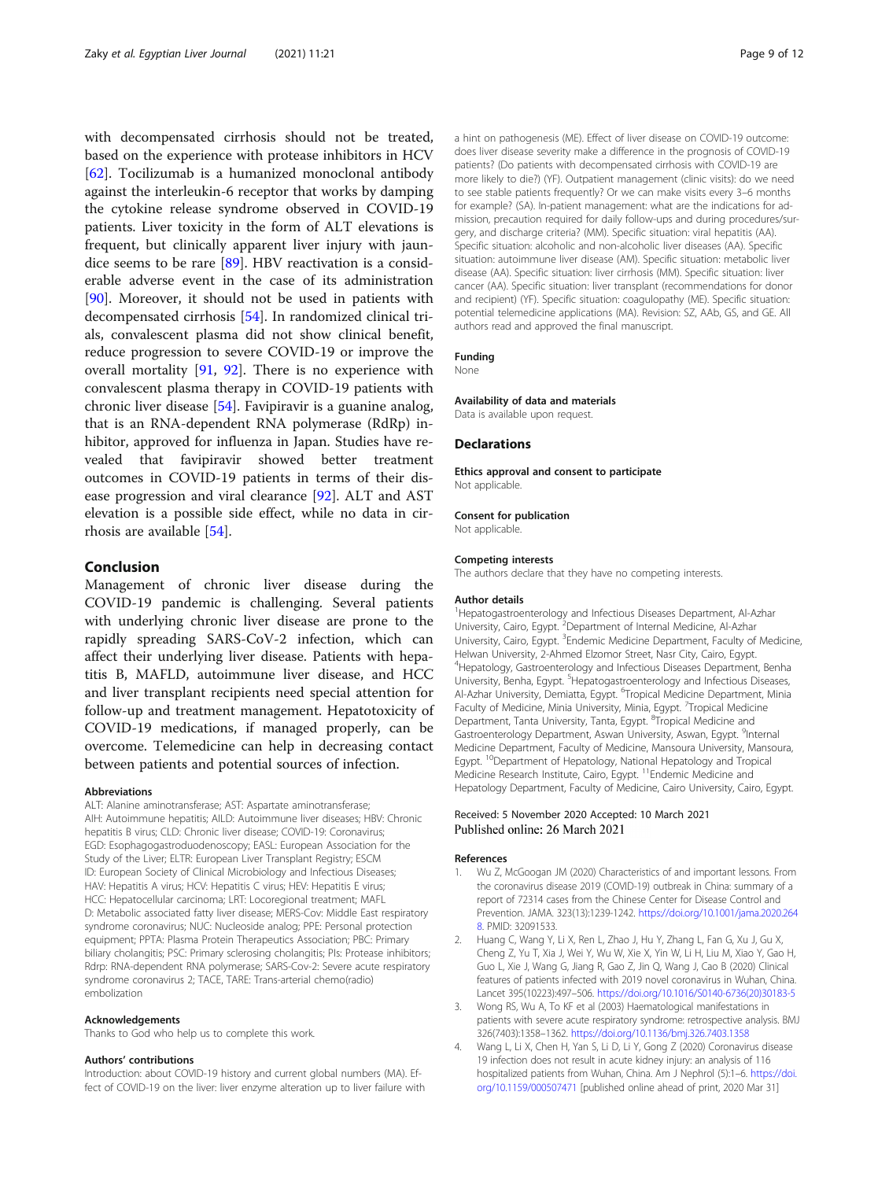with decompensated cirrhosis should not be treated, based on the experience with protease inhibitors in HCV [62]. Tocilizumab is a humanized monoclonal antibody against the interleukin-6 receptor that works by damping the cytokine release syndrome observed in COVID-19 patients. Liver toxicity in the form of ALT elevations is frequent, but clinically apparent liver injury with jaundice seems to be rare [89]. HBV reactivation is a considerable adverse event in the case of its administration [90]. Moreover, it should not be used in patients with decompensated cirrhosis [54]. In randomized clinical trials, convalescent plasma did not show clinical benefit, reduce progression to severe COVID-19 or improve the overall mortality [91, 92]. There is no experience with convalescent plasma therapy in COVID-19 patients with chronic liver disease [54]. Favipiravir is a guanine analog, that is an RNA-dependent RNA polymerase (RdRp) inhibitor, approved for influenza in Japan. Studies have revealed that favipiravir showed better treatment outcomes in COVID-19 patients in terms of their disease progression and viral clearance [92]. ALT and AST elevation is a possible side effect, while no data in cirrhosis are available [54].

## Conclusion

Management of chronic liver disease during the COVID-19 pandemic is challenging. Several patients with underlying chronic liver disease are prone to the rapidly spreading SARS-CoV-2 infection, which can affect their underlying liver disease. Patients with hepatitis B, MAFLD, autoimmune liver disease, and HCC and liver transplant recipients need special attention for follow-up and treatment management. Hepatotoxicity of COVID-19 medications, if managed properly, can be overcome. Telemedicine can help in decreasing contact between patients and potential sources of infection.

#### Abbreviations

ALT: Alanine aminotransferase; AST: Aspartate aminotransferase; AIH: Autoimmune hepatitis; AILD: Autoimmune liver diseases; HBV: Chronic hepatitis B virus; CLD: Chronic liver disease; COVID-19: Coronavirus; EGD: Esophagogastroduodenoscopy; EASL: European Association for the Study of the Liver; ELTR: European Liver Transplant Registry; ESCM ID: European Society of Clinical Microbiology and Infectious Diseases; HAV: Hepatitis A virus; HCV: Hepatitis C virus; HEV: Hepatitis E virus; HCC: Hepatocellular carcinoma; LRT: Locoregional treatment; MAFL D: Metabolic associated fatty liver disease; MERS-Cov: Middle East respiratory syndrome coronavirus; NUC: Nucleoside analog; PPE: Personal protection equipment; PPTA: Plasma Protein Therapeutics Association; PBC: Primary biliary cholangitis; PSC: Primary sclerosing cholangitis; PIs: Protease inhibitors; Rdrp: RNA-dependent RNA polymerase; SARS-Cov-2: Severe acute respiratory syndrome coronavirus 2; TACE, TARE: Trans-arterial chemo(radio) embolization

#### Acknowledgements

Thanks to God who help us to complete this work.

#### Authors' contributions

Introduction: about COVID-19 history and current global numbers (MA). Effect of COVID-19 on the liver: liver enzyme alteration up to liver failure with a hint on pathogenesis (ME). Effect of liver disease on COVID-19 outcome: does liver disease severity make a difference in the prognosis of COVID-19 patients? (Do patients with decompensated cirrhosis with COVID-19 are more likely to die?) (YF). Outpatient management (clinic visits): do we need to see stable patients frequently? Or we can make visits every 3–6 months for example? (SA). In-patient management: what are the indications for admission, precaution required for daily follow-ups and during procedures/surgery, and discharge criteria? (MM). Specific situation: viral hepatitis (AA). Specific situation: alcoholic and non-alcoholic liver diseases (AA). Specific situation: autoimmune liver disease (AM). Specific situation: metabolic liver disease (AA). Specific situation: liver cirrhosis (MM). Specific situation: liver cancer (AA). Specific situation: liver transplant (recommendations for donor and recipient) (YF). Specific situation: coagulopathy (ME). Specific situation: potential telemedicine applications (MA). Revision: SZ, AAb, GS, and GE. All authors read and approved the final manuscript.

#### Funding

None

#### Availability of data and materials

Data is available upon request.

## Declarations

#### Ethics approval and consent to participate

Not applicable.

#### Consent for publication

Not applicable.

#### Competing interests

The authors declare that they have no competing interests.

#### Author details

[1]Hepatogastroenterology and Infectious Diseases Department, Al-Azhar University, Cairo, Egypt. [2]Department of Internal Medicine, Al-Azhar University, Cairo, Egypt. [3]Endemic Medicine Department, Faculty of Medicine, Helwan University, 2-Ahmed Elzomor Street, Nasr City, Cairo, Egypt. [4]Hepatology, Gastroenterology and Infectious Diseases Department, Benha University, Benha, Egypt. [5]Hepatogastroenterology and Infectious Diseases, Al-Azhar University, Demiatta, Egypt. [6]Tropical Medicine Department, Minia Faculty of Medicine, Minia University, Minia, Egypt. [7]Tropical Medicine Department, Tanta University, Tanta, Egypt. [8]Tropical Medicine and Gastroenterology Department, Aswan University, Aswan, Egypt. [9]Internal Medicine Department, Faculty of Medicine, Mansoura University, Mansoura, Egypt. [10]Department of Hepatology, National Hepatology and Tropical Medicine Research Institute, Cairo, Egypt. [11]Endemic Medicine and Hepatology Department, Faculty of Medicine, Cairo University, Cairo, Egypt.

Received: 5 November 2020 Accepted: 10 March 2021
Published online: 26 March 2021

#### References

1. Wu Z, McGoogan JM (2020) Characteristics of and important lessons. From the coronavirus disease 2019 (COVID-19) outbreak in China: summary of a report of 72314 cases from the Chinese Center for Disease Control and Prevention. JAMA. 323(13):1239-1242. https://doi.org/10.1001/jama.2020.2648. PMID: 32091533.
2. Huang C, Wang Y, Li X, Ren L, Zhao J, Hu Y, Zhang L, Fan G, Xu J, Gu X, Cheng Z, Yu T, Xia J, Wei Y, Wu W, Xie X, Yin W, Li H, Liu M, Xiao Y, Gao H, Guo L, Xie J, Wang G, Jiang R, Gao Z, Jin Q, Wang J, Cao B (2020) Clinical features of patients infected with 2019 novel coronavirus in Wuhan, China. Lancet 395(10223):497–506. https://doi.org/10.1016/S0140-6736(20)30183-5
3. Wong RS, Wu A, To KF et al (2003) Haematological manifestations in patients with severe acute respiratory syndrome: retrospective analysis. BMJ 326(7403):1358–1362. https://doi.org/10.1136/bmj.326.7403.1358
4. Wang L, Li X, Chen H, Yan S, Li D, Li Y, Gong Z (2020) Coronavirus disease 19 infection does not result in acute kidney injury: an analysis of 116 hospitalized patients from Wuhan, China. Am J Nephrol (5):1–6. https://doi.org/10.1159/000507471 [published online ahead of print, 2020 Mar 31]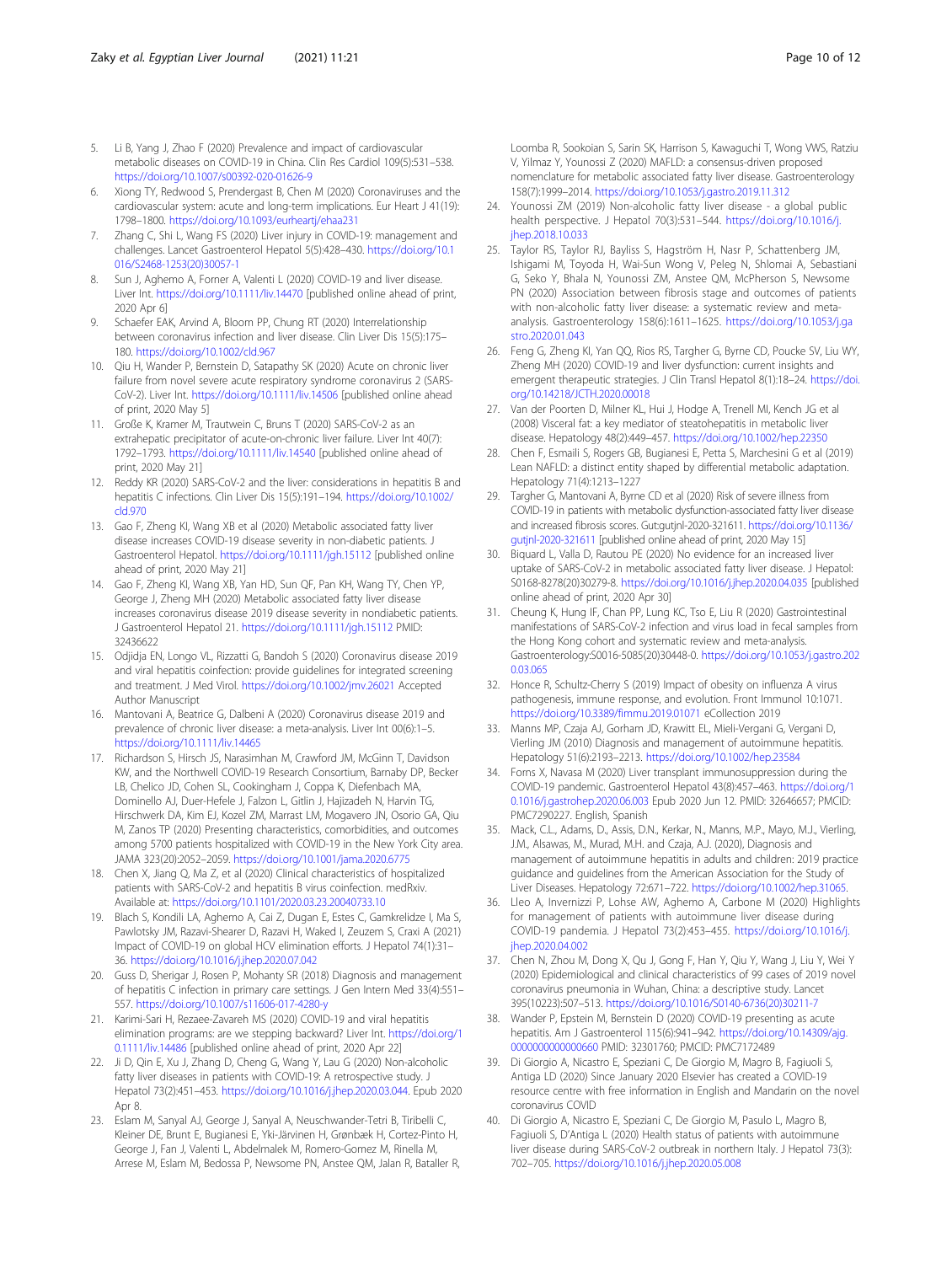5. Li B, Yang J, Zhao F (2020) Prevalence and impact of cardiovascular metabolic diseases on COVID-19 in China. Clin Res Cardiol 109(5):531–538. https://doi.org/10.1007/s00392-020-01626-9
6. Xiong TY, Redwood S, Prendergast B, Chen M (2020) Coronaviruses and the cardiovascular system: acute and long-term implications. Eur Heart J 41(19): 1798–1800. https://doi.org/10.1093/eurheartj/ehaa231
7. Zhang C, Shi L, Wang FS (2020) Liver injury in COVID-19: management and challenges. Lancet Gastroenterol Hepatol 5(5):428–430. https://doi.org/10.1016/S2468-1253(20)30057-1
8. Sun J, Aghemo A, Forner A, Valenti L (2020) COVID-19 and liver disease. Liver Int. https://doi.org/10.1111/liv.14470 [published online ahead of print, 2020 Apr 6]
9. Schaefer EAK, Arvind A, Bloom PP, Chung RT (2020) Interrelationship between coronavirus infection and liver disease. Clin Liver Dis 15(5):175–180. https://doi.org/10.1002/cld.967
10. Qiu H, Wander P, Bernstein D, Satapathy SK (2020) Acute on chronic liver failure from novel severe acute respiratory syndrome coronavirus 2 (SARS-CoV-2). Liver Int. https://doi.org/10.1111/liv.14506 [published online ahead of print, 2020 May 5]
11. Große K, Kramer M, Trautwein C, Bruns T (2020) SARS-CoV-2 as an extrahepatic precipitator of acute-on-chronic liver failure. Liver Int 40(7): 1792–1793. https://doi.org/10.1111/liv.14540 [published online ahead of print, 2020 May 21]
12. Reddy KR (2020) SARS-CoV-2 and the liver: considerations in hepatitis B and hepatitis C infections. Clin Liver Dis 15(5):191–194. https://doi.org/10.1002/cld.970
13. Gao F, Zheng KI, Wang XB et al (2020) Metabolic associated fatty liver disease increases COVID-19 disease severity in non-diabetic patients. J Gastroenterol Hepatol. https://doi.org/10.1111/jgh.15112 [published online ahead of print, 2020 May 21]
14. Gao F, Zheng KI, Wang XB, Yan HD, Sun QF, Pan KH, Wang TY, Chen YP, George J, Zheng MH (2020) Metabolic associated fatty liver disease increases coronavirus disease 2019 disease severity in nondiabetic patients. J Gastroenterol Hepatol 21. https://doi.org/10.1111/jgh.15112 PMID: 32436622
15. Odjidja EN, Longo VL, Rizzatti G, Bandoh S (2020) Coronavirus disease 2019 and viral hepatitis coinfection: provide guidelines for integrated screening and treatment. J Med Virol. https://doi.org/10.1002/jmv.26021 Accepted Author Manuscript
16. Mantovani A, Beatrice G, Dalbeni A (2020) Coronavirus disease 2019 and prevalence of chronic liver disease: a meta-analysis. Liver Int 00(6):1–5. https://doi.org/10.1111/liv.14465
17. Richardson S, Hirsch JS, Narasimhan M, Crawford JM, McGinn T, Davidson KW, and the Northwell COVID-19 Research Consortium, Barnaby DP, Becker LB, Chelico JD, Cohen SL, Cookingham J, Coppa K, Diefenbach MA, Dominello AJ, Duer-Hefele J, Falzon L, Gitlin J, Hajizadeh N, Harvin TG, Hirschwerk DA, Kim EJ, Kozel ZM, Marrast LM, Mogavero JN, Osorio GA, Qiu M, Zanos TP (2020) Presenting characteristics, comorbidities, and outcomes among 5700 patients hospitalized with COVID-19 in the New York City area. JAMA 323(20):2052–2059. https://doi.org/10.1001/jama.2020.6775
18. Chen X, Jiang Q, Ma Z, et al (2020) Clinical characteristics of hospitalized patients with SARS-CoV-2 and hepatitis B virus coinfection. medRxiv. Available at: https://doi.org/10.1101/2020.03.23.20040733.10
19. Blach S, Kondili LA, Aghemo A, Cai Z, Dugan E, Estes C, Gamkrelidze I, Ma S, Pawlotsky JM, Razavi-Shearer D, Razavi H, Waked I, Zeuzem S, Craxi A (2021) Impact of COVID-19 on global HCV elimination efforts. J Hepatol 74(1):31–36. https://doi.org/10.1016/j.jhep.2020.07.042
20. Guss D, Sherigar J, Rosen P, Mohanty SR (2018) Diagnosis and management of hepatitis C infection in primary care settings. J Gen Intern Med 33(4):551–557. https://doi.org/10.1007/s11606-017-4280-y
21. Karimi-Sari H, Rezaee-Zavareh MS (2020) COVID-19 and viral hepatitis elimination programs: are we stepping backward? Liver Int. https://doi.org/10.1111/liv.14486 [published online ahead of print, 2020 Apr 22]
22. Ji D, Qin E, Xu J, Zhang D, Cheng G, Wang Y, Lau G (2020) Non-alcoholic fatty liver diseases in patients with COVID-19: A retrospective study. J Hepatol 73(2):451–453. https://doi.org/10.1016/j.jhep.2020.03.044. Epub 2020 Apr 8.
23. Eslam M, Sanyal AJ, George J, Sanyal A, Neuschwander-Tetri B, Tiribelli C, Kleiner DE, Brunt E, Bugianesi E, Yki-Järvinen H, Grønbæk H, Cortez-Pinto H, George J, Fan J, Valenti L, Abdelmalek M, Romero-Gomez M, Rinella M, Arrese M, Eslam M, Bedossa P, Newsome PN, Anstee QM, Jalan R, Bataller R, Loomba R, Sookoian S, Sarin SK, Harrison S, Kawaguchi T, Wong VWS, Ratziu V, Yilmaz Y, Younossi Z (2020) MAFLD: a consensus-driven proposed nomenclature for metabolic associated fatty liver disease. Gastroenterology 158(7):1999–2014. https://doi.org/10.1053/j.gastro.2019.11.312
24. Younossi ZM (2019) Non-alcoholic fatty liver disease - a global public health perspective. J Hepatol 70(3):531–544. https://doi.org/10.1016/j.jhep.2018.10.033
25. Taylor RS, Taylor RJ, Bayliss S, Hagström H, Nasr P, Schattenberg JM, Ishigami M, Toyoda H, Wai-Sun Wong V, Peleg N, Shlomai A, Sebastiani G, Seko Y, Bhala N, Younossi ZM, Anstee QM, McPherson S, Newsome PN (2020) Association between fibrosis stage and outcomes of patients with non-alcoholic fatty liver disease: a systematic review and meta-analysis. Gastroenterology 158(6):1611–1625. https://doi.org/10.1053/j.gastro.2020.01.043
26. Feng G, Zheng KI, Yan QQ, Rios RS, Targher G, Byrne CD, Poucke SV, Liu WY, Zheng MH (2020) COVID-19 and liver dysfunction: current insights and emergent therapeutic strategies. J Clin Transl Hepatol 8(1):18–24. https://doi.org/10.14218/JCTH.2020.00018
27. Van der Poorten D, Milner KL, Hui J, Hodge A, Trenell MI, Kench JG et al (2008) Visceral fat: a key mediator of steatohepatitis in metabolic liver disease. Hepatology 48(2):449–457. https://doi.org/10.1002/hep.22350
28. Chen F, Esmaili S, Rogers GB, Bugianesi E, Petta S, Marchesini G et al (2019) Lean NAFLD: a distinct entity shaped by differential metabolic adaptation. Hepatology 71(4):1213–1227
29. Targher G, Mantovani A, Byrne CD et al (2020) Risk of severe illness from COVID-19 in patients with metabolic dysfunction-associated fatty liver disease and increased fibrosis scores. Gut:gutjnl-2020-321611. https://doi.org/10.1136/gutjnl-2020-321611 [published online ahead of print, 2020 May 15]
30. Biquard L, Valla D, Rautou PE (2020) No evidence for an increased liver uptake of SARS-CoV-2 in metabolic associated fatty liver disease. J Hepatol: S0168-8278(20)30279-8. https://doi.org/10.1016/j.jhep.2020.04.035 [published online ahead of print, 2020 Apr 30]
31. Cheung K, Hung IF, Chan PP, Lung KC, Tso E, Liu R (2020) Gastrointestinal manifestations of SARS-CoV-2 infection and virus load in fecal samples from the Hong Kong cohort and systematic review and meta-analysis. Gastroenterology:S0016-5085(20)30448-0. https://doi.org/10.1053/j.gastro.2020.03.065
32. Honce R, Schultz-Cherry S (2019) Impact of obesity on influenza A virus pathogenesis, immune response, and evolution. Front Immunol 10:1071. https://doi.org/10.3389/fimmu.2019.01071 eCollection 2019
33. Manns MP, Czaja AJ, Gorham JD, Krawitt EL, Mieli-Vergani G, Vergani D, Vierling JM (2010) Diagnosis and management of autoimmune hepatitis. Hepatology 51(6):2193–2213. https://doi.org/10.1002/hep.23584
34. Forns X, Navasa M (2020) Liver transplant immunosuppression during the COVID-19 pandemic. Gastroenterol Hepatol 43(8):457–463. https://doi.org/10.1016/j.gastrohep.2020.06.003 Epub 2020 Jun 12. PMID: 32646657; PMCID: PMC7290227. English, Spanish
35. Mack, C.L., Adams, D., Assis, D.N., Kerkar, N., Manns, M.P., Mayo, M.J., Vierling, J.M., Alsawas, M., Murad, M.H. and Czaja, A.J. (2020), Diagnosis and management of autoimmune hepatitis in adults and children: 2019 practice guidance and guidelines from the American Association for the Study of Liver Diseases. Hepatology 72:671–722. https://doi.org/10.1002/hep.31065.
36. Lleo A, Invernizzi P, Lohse AW, Aghemo A, Carbone M (2020) Highlights for management of patients with autoimmune liver disease during COVID-19 pandemia. J Hepatol 73(2):453–455. https://doi.org/10.1016/j.jhep.2020.04.002
37. Chen N, Zhou M, Dong X, Qu J, Gong F, Han Y, Qiu Y, Wang J, Liu Y, Wei Y (2020) Epidemiological and clinical characteristics of 99 cases of 2019 novel coronavirus pneumonia in Wuhan, China: a descriptive study. Lancet 395(10223):507–513. https://doi.org/10.1016/S0140-6736(20)30211-7
38. Wander P, Epstein M, Bernstein D (2020) COVID-19 presenting as acute hepatitis. Am J Gastroenterol 115(6):941–942. https://doi.org/10.14309/ajg.0000000000000660 PMID: 32301760; PMCID: PMC7172489
39. Di Giorgio A, Nicastro E, Speziani C, De Giorgio M, Magro B, Fagiuoli S, Antiga LD (2020) Since January 2020 Elsevier has created a COVID-19 resource centre with free information in English and Mandarin on the novel coronavirus COVID
40. Di Giorgio A, Nicastro E, Speziani C, De Giorgio M, Pasulo L, Magro B, Fagiuoli S, D'Antiga L (2020) Health status of patients with autoimmune liver disease during SARS-CoV-2 outbreak in northern Italy. J Hepatol 73(3): 702–705. https://doi.org/10.1016/j.jhep.2020.05.008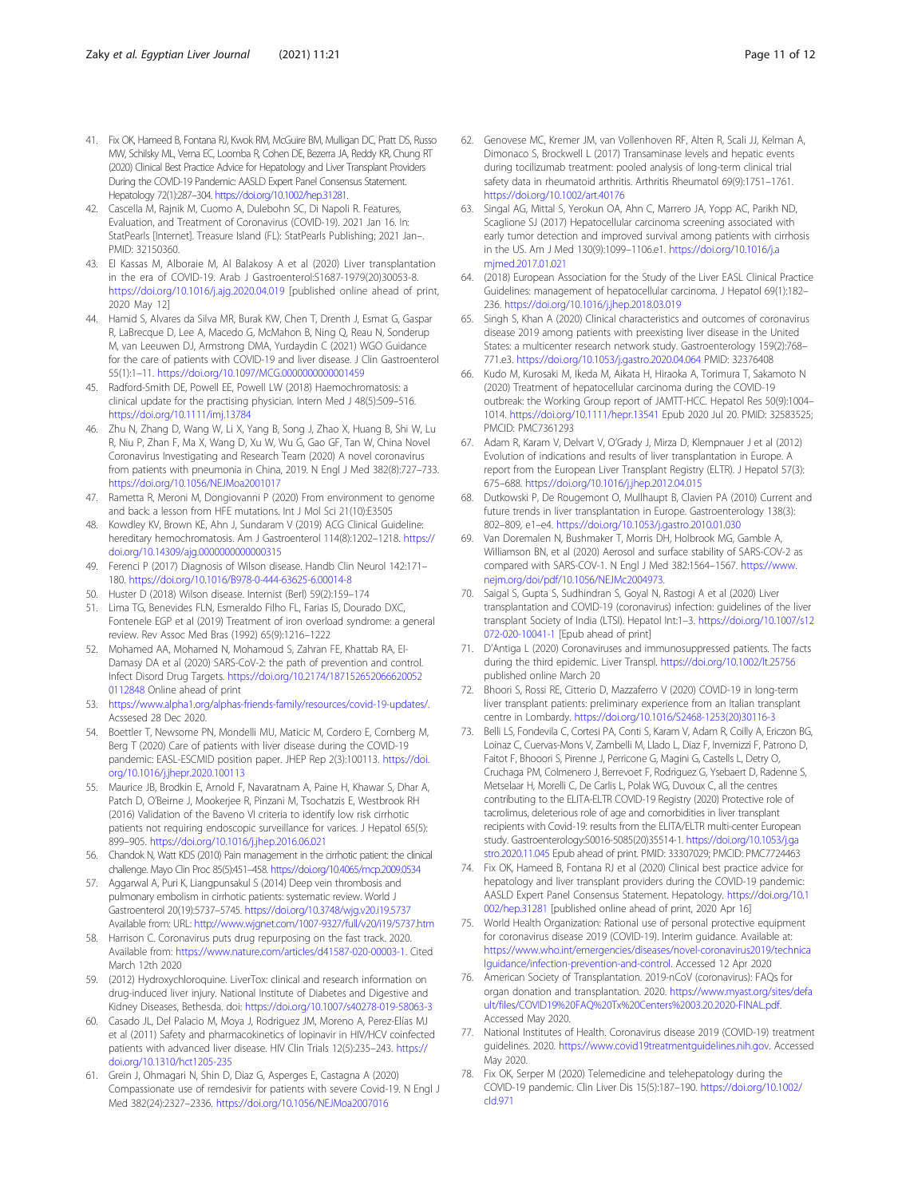41. Fix OK, Hameed B, Fontana RJ, Kwok RM, McGuire BM, Mulligan DC, Pratt DS, Russo MW, Schilsky ML, Verna EC, Loomba R, Cohen DE, Bezerra JA, Reddy KR, Chung RT (2020) Clinical Best Practice Advice for Hepatology and Liver Transplant Providers During the COVID-19 Pandemic: AASLD Expert Panel Consensus Statement. Hepatology 72(1):287–304. https://doi.org/10.1002/hep.31281.
42. Cascella M, Rajnik M, Cuomo A, Dulebohn SC, Di Napoli R. Features, Evaluation, and Treatment of Coronavirus (COVID-19). 2021 Jan 16. In: StatPearls [Internet]. Treasure Island (FL): StatPearls Publishing; 2021 Jan–. PMID: 32150360.
43. El Kassas M, Alboraie M, Al Balakosy A et al (2020) Liver transplantation in the era of COVID-19. Arab J Gastroenterol:S1687-1979(20)30053-8. https://doi.org/10.1016/j.ajg.2020.04.019 [published online ahead of print, 2020 May 12]
44. Hamid S, Alvares da Silva MR, Burak KW, Chen T, Drenth J, Esmat G, Gaspar R, LaBrecque D, Lee A, Macedo G, McMahon B, Ning Q, Reau N, Sonderup M, van Leeuwen DJ, Armstrong DMA, Yurdaydin C (2021) WGO Guidance for the care of patients with COVID-19 and liver disease. J Clin Gastroenterol 55(1):1–11. https://doi.org/10.1097/MCG.0000000000001459
45. Radford-Smith DE, Powell EE, Powell LW (2018) Haemochromatosis: a clinical update for the practising physician. Intern Med J 48(5):509–516. https://doi.org/10.1111/imj.13784
46. Zhu N, Zhang D, Wang W, Li X, Yang B, Song J, Zhao X, Huang B, Shi W, Lu R, Niu P, Zhan F, Ma X, Wang D, Xu W, Wu G, Gao GF, Tan W, China Novel Coronavirus Investigating and Research Team (2020) A novel coronavirus from patients with pneumonia in China, 2019. N Engl J Med 382(8):727–733. https://doi.org/10.1056/NEJMoa2001017
47. Rametta R, Meroni M, Dongiovanni P (2020) From environment to genome and back: a lesson from HFE mutations. Int J Mol Sci 21(10):E3505
48. Kowdley KV, Brown KE, Ahn J, Sundaram V (2019) ACG Clinical Guideline: hereditary hemochromatosis. Am J Gastroenterol 114(8):1202–1218. https://doi.org/10.14309/ajg.0000000000000315
49. Ferenci P (2017) Diagnosis of Wilson disease. Handb Clin Neurol 142:171–180. https://doi.org/10.1016/B978-0-444-63625-6.00014-8
50. Huster D (2018) Wilson disease. Internist (Berl) 59(2):159–174
51. Lima TG, Benevides FLN, Esmeraldo Filho FL, Farias IS, Dourado DXC, Fontenele EGP et al (2019) Treatment of iron overload syndrome: a general review. Rev Assoc Med Bras (1992) 65(9):1216–1222
52. Mohamed AA, Mohamed N, Mohamoud S, Zahran FE, Khattab RA, El-Damasy DA et al (2020) SARS-CoV-2: the path of prevention and control. Infect Disord Drug Targets. https://doi.org/10.2174/1871526520666200520112848 Online ahead of print
53. https://www.alpha1.org/alphas-friends-family/resources/covid-19-updates/. Acssesed 28 Dec 2020.
54. Boettler T, Newsome PN, Mondelli MU, Maticic M, Cordero E, Cornberg M, Berg T (2020) Care of patients with liver disease during the COVID-19 pandemic: EASL-ESCMID position paper. JHEP Rep 2(3):100113. https://doi.org/10.1016/j.jhepr.2020.100113
55. Maurice JB, Brodkin E, Arnold F, Navaratnam A, Paine H, Khawar S, Dhar A, Patch D, O'Beirne J, Mookerjee R, Pinzani M, Tsochatzis E, Westbrook RH (2016) Validation of the Baveno VI criteria to identify low risk cirrhotic patients not requiring endoscopic surveillance for varices. J Hepatol 65(5):899–905. https://doi.org/10.1016/j.jhep.2016.06.021
56. Chandok N, Watt KDS (2010) Pain management in the cirrhotic patient: the clinical challenge. Mayo Clin Proc 85(5):451–458. https://doi.org/10.4065/mcp.2009.0534
57. Aggarwal A, Puri K, Liangpunsakul S (2014) Deep vein thrombosis and pulmonary embolism in cirrhotic patients: systematic review. World J Gastroenterol 20(19):5737–5745. https://doi.org/10.3748/wjg.v20.i19.5737 Available from: URL: http://www.wjgnet.com/1007-9327/full/v20/i19/5737.htm
58. Harrison C. Coronavirus puts drug repurposing on the fast track. 2020. Available from: https://www.nature.com/articles/d41587-020-00003-1. Cited March 12th 2020
59. (2012) Hydroxychloroquine. LiverTox: clinical and research information on drug-induced liver injury. National Institute of Diabetes and Digestive and Kidney Diseases, Bethesda. doi: https://doi.org/10.1007/s40278-019-58063-3
60. Casado JL, Del Palacio M, Moya J, Rodriguez JM, Moreno A, Perez-Elías MJ et al (2011) Safety and pharmacokinetics of lopinavir in HIV/HCV coinfected patients with advanced liver disease. HIV Clin Trials 12(5):235–243. https://doi.org/10.1310/hct1205-235
61. Grein J, Ohmagari N, Shin D, Diaz G, Asperges E, Castagna A (2020) Compassionate use of remdesivir for patients with severe Covid-19. N Engl J Med 382(24):2327–2336. https://doi.org/10.1056/NEJMoa2007016
62. Genovese MC, Kremer JM, van Vollenhoven RF, Alten R, Scali JJ, Kelman A, Dimonaco S, Brockwell L (2017) Transaminase levels and hepatic events during tocilizumab treatment: pooled analysis of long-term clinical trial safety data in rheumatoid arthritis. Arthritis Rheumatol 69(9):1751–1761. https://doi.org/10.1002/art.40176
63. Singal AG, Mittal S, Yerokun OA, Ahn C, Marrero JA, Yopp AC, Parikh ND, Scaglione SJ (2017) Hepatocellular carcinoma screening associated with early tumor detection and improved survival among patients with cirrhosis in the US. Am J Med 130(9):1099–1106.e1. https://doi.org/10.1016/j.amjmed.2017.01.021
64. (2018) European Association for the Study of the Liver EASL Clinical Practice Guidelines: management of hepatocellular carcinoma. J Hepatol 69(1):182–236. https://doi.org/10.1016/j.jhep.2018.03.019
65. Singh S, Khan A (2020) Clinical characteristics and outcomes of coronavirus disease 2019 among patients with preexisting liver disease in the United States: a multicenter research network study. Gastroenterology 159(2):768–771.e3. https://doi.org/10.1053/j.gastro.2020.04.064 PMID: 32376408
66. Kudo M, Kurosaki M, Ikeda M, Aikata H, Hiraoka A, Torimura T, Sakamoto N (2020) Treatment of hepatocellular carcinoma during the COVID-19 outbreak: the Working Group report of JAMTT-HCC. Hepatol Res 50(9):1004–1014. https://doi.org/10.1111/hepr.13541 Epub 2020 Jul 20. PMID: 32583525; PMCID: PMC7361293
67. Adam R, Karam V, Delvart V, O'Grady J, Mirza D, Klempnauer J et al (2012) Evolution of indications and results of liver transplantation in Europe. A report from the European Liver Transplant Registry (ELTR). J Hepatol 57(3):675–688. https://doi.org/10.1016/j.jhep.2012.04.015
68. Dutkowski P, De Rougemont O, Mullhaupt B, Clavien PA (2010) Current and future trends in liver transplantation in Europe. Gastroenterology 138(3):802–809, e1–e4. https://doi.org/10.1053/j.gastro.2010.01.030
69. Van Doremalen N, Bushmaker T, Morris DH, Holbrook MG, Gamble A, Williamson BN, et al (2020) Aerosol and surface stability of SARS-COV-2 as compared with SARS-COV-1. N Engl J Med 382:1564–1567. https://www.nejm.org/doi/pdf/10.1056/NEJMc2004973.
70. Saigal S, Gupta S, Sudhindran S, Goyal N, Rastogi A et al (2020) Liver transplantation and COVID-19 (coronavirus) infection: guidelines of the liver transplant Society of India (LTSI). Hepatol Int:1–3. https://doi.org/10.1007/s12072-020-10041-1 [Epub ahead of print]
71. D'Antiga L (2020) Coronaviruses and immunosuppressed patients. The facts during the third epidemic. Liver Transpl. https://doi.org/10.1002/lt.25756 published online March 20
72. Bhoori S, Rossi RE, Citterio D, Mazzaferro V (2020) COVID-19 in long-term liver transplant patients: preliminary experience from an Italian transplant centre in Lombardy. https://doi.org/10.1016/S2468-1253(20)30116-3
73. Belli LS, Fondevila C, Cortesi PA, Conti S, Karam V, Adam R, Coilly A, Ericzon BG, Loinaz C, Cuervas-Mons V, Zambelli M, Llado L, Diaz F, Invernizzi F, Patrono D, Faitot F, Bhooori S, Pirenne J, Perricone G, Magini G, Castells L, Detry O, Cruchaga PM, Colmenero J, Berrevoet F, Rodriguez G, Ysebaert D, Radenne S, Metselaar H, Morelli C, De Carlis L, Polak WG, Duvoux C, all the centres contributing to the ELITA-ELTR COVID-19 Registry (2020) Protective role of tacrolimus, deleterious role of age and comorbidities in liver transplant recipients with Covid-19: results from the ELITA/ELTR multi-center European study. Gastroenterology:S0016-5085(20)35514-1. https://doi.org/10.1053/j.gastro.2020.11.045 Epub ahead of print. PMID: 33307029; PMCID: PMC7724463
74. Fix OK, Hameed B, Fontana RJ et al (2020) Clinical best practice advice for hepatology and liver transplant providers during the COVID-19 pandemic: AASLD Expert Panel Consensus Statement. Hepatology. https://doi.org/10.1002/hep.31281 [published online ahead of print, 2020 Apr 16]
75. World Health Organization: Rational use of personal protective equipment for coronavirus disease 2019 (COVID-19). Interim guidance. Available at: https://www.who.int/emergencies/diseases/novel-coronavirus2019/technicalguidance/infection-prevention-and-control. Accessed 12 Apr 2020
76. American Society of Transplantation. 2019-nCoV (coronavirus): FAQs for organ donation and transplantation. 2020. https://www.myast.org/sites/default/files/COVID19%20FAQ%20Tx%20Centers%2003.20.2020-FINAL.pdf. Accessed May 2020.
77. National Institutes of Health. Coronavirus disease 2019 (COVID-19) treatment guidelines. 2020. https://www.covid19treatmentguidelines.nih.gov. Accessed May 2020.
78. Fix OK, Serper M (2020) Telemedicine and telehepatology during the COVID-19 pandemic. Clin Liver Dis 15(5):187–190. https://doi.org/10.1002/cld.971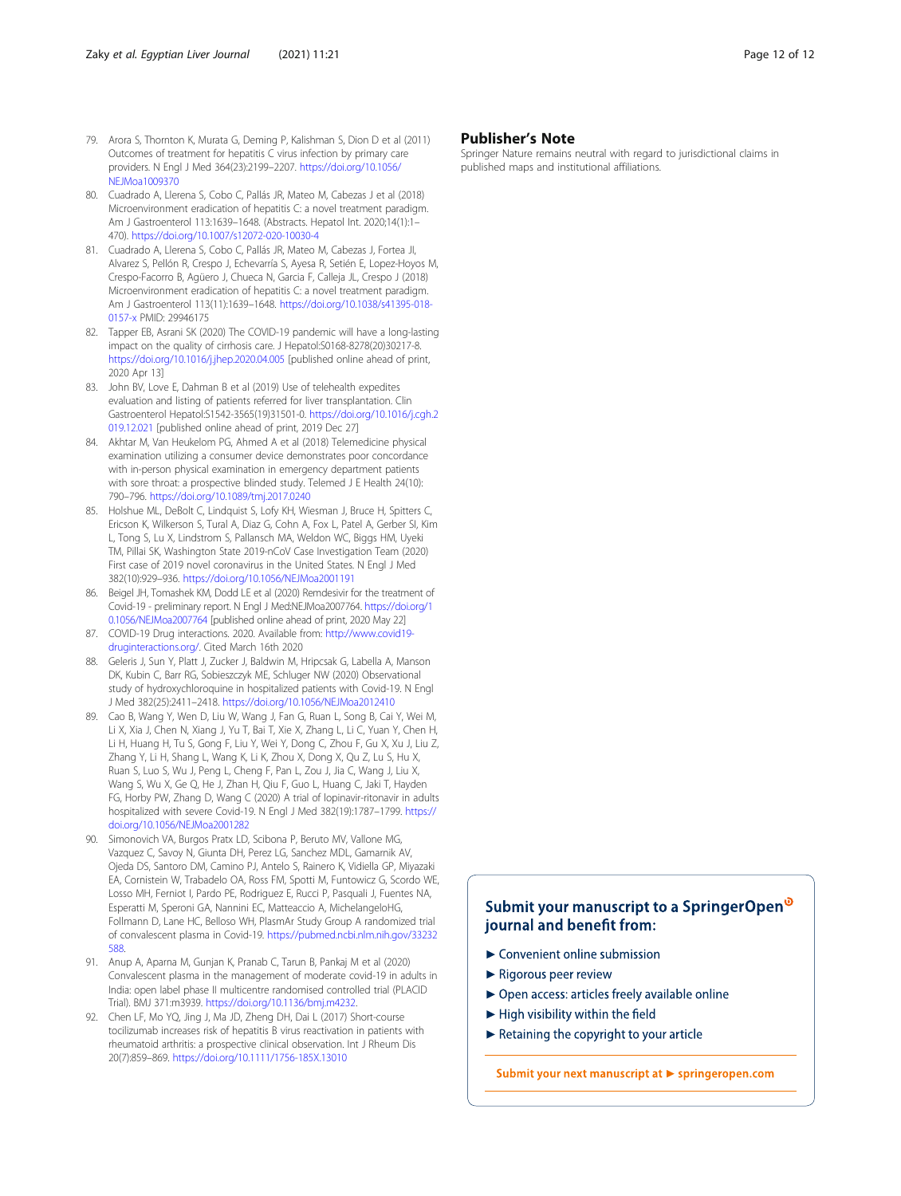79. Arora S, Thornton K, Murata G, Deming P, Kalishman S, Dion D et al (2011) Outcomes of treatment for hepatitis C virus infection by primary care providers. N Engl J Med 364(23):2199–2207. https://doi.org/10.1056/NEJMoa1009370
80. Cuadrado A, Llerena S, Cobo C, Pallás JR, Mateo M, Cabezas J et al (2018) Microenvironment eradication of hepatitis C: a novel treatment paradigm. Am J Gastroenterol 113:1639–1648. (Abstracts. Hepatol Int. 2020;14(1):1–470). https://doi.org/10.1007/s12072-020-10030-4
81. Cuadrado A, Llerena S, Cobo C, Pallás JR, Mateo M, Cabezas J, Fortea JI, Alvarez S, Pellón R, Crespo J, Echevarría S, Ayesa R, Setién E, Lopez-Hoyos M, Crespo-Facorro B, Agüero J, Chueca N, Garcia F, Calleja JL, Crespo J (2018) Microenvironment eradication of hepatitis C: a novel treatment paradigm. Am J Gastroenterol 113(11):1639–1648. https://doi.org/10.1038/s41395-018-0157-x PMID: 29946175
82. Tapper EB, Asrani SK (2020) The COVID-19 pandemic will have a long-lasting impact on the quality of cirrhosis care. J Hepatol:S0168-8278(20)30217-8. https://doi.org/10.1016/j.jhep.2020.04.005 [published online ahead of print, 2020 Apr 13]
83. John BV, Love E, Dahman B et al (2019) Use of telehealth expedites evaluation and listing of patients referred for liver transplantation. Clin Gastroenterol Hepatol:S1542-3565(19)31501-0. https://doi.org/10.1016/j.cgh.2019.12.021 [published online ahead of print, 2019 Dec 27]
84. Akhtar M, Van Heukelom PG, Ahmed A et al (2018) Telemedicine physical examination utilizing a consumer device demonstrates poor concordance with in-person physical examination in emergency department patients with sore throat: a prospective blinded study. Telemed J E Health 24(10):790–796. https://doi.org/10.1089/tmj.2017.0240
85. Holshue ML, DeBolt C, Lindquist S, Lofy KH, Wiesman J, Bruce H, Spitters C, Ericson K, Wilkerson S, Tural A, Diaz G, Cohn A, Fox L, Patel A, Gerber SI, Kim L, Tong S, Lu X, Lindstrom S, Pallansch MA, Weldon WC, Biggs HM, Uyeki TM, Pillai SK, Washington State 2019-nCoV Case Investigation Team (2020) First case of 2019 novel coronavirus in the United States. N Engl J Med 382(10):929–936. https://doi.org/10.1056/NEJMoa2001191
86. Beigel JH, Tomashek KM, Dodd LE et al (2020) Remdesivir for the treatment of Covid-19 - preliminary report. N Engl J Med:NEJMoa2007764. https://doi.org/10.1056/NEJMoa2007764 [published online ahead of print, 2020 May 22]
87. COVID-19 Drug interactions. 2020. Available from: http://www.covid19-druginteractions.org/. Cited March 16th 2020
88. Geleris J, Sun Y, Platt J, Zucker J, Baldwin M, Hripcsak G, Labella A, Manson DK, Kubin C, Barr RG, Sobieszczyk ME, Schluger NW (2020) Observational study of hydroxychloroquine in hospitalized patients with Covid-19. N Engl J Med 382(25):2411–2418. https://doi.org/10.1056/NEJMoa2012410
89. Cao B, Wang Y, Wen D, Liu W, Wang J, Fan G, Ruan L, Song B, Cai Y, Wei M, Li X, Xia J, Chen N, Xiang J, Yu T, Bai T, Xie X, Zhang L, Li C, Yuan Y, Chen H, Li H, Huang H, Tu S, Gong F, Liu Y, Wei Y, Dong C, Zhou F, Gu X, Xu J, Liu Z, Zhang Y, Li H, Shang L, Wang K, Li K, Zhou X, Dong X, Qu Z, Lu S, Hu X, Ruan S, Luo S, Wu J, Peng L, Cheng F, Pan L, Zou J, Jia C, Wang J, Liu X, Wang S, Wu X, Ge Q, He J, Zhan H, Qiu F, Guo L, Huang C, Jaki T, Hayden FG, Horby PW, Zhang D, Wang C (2020) A trial of lopinavir-ritonavir in adults hospitalized with severe Covid-19. N Engl J Med 382(19):1787–1799. https://doi.org/10.1056/NEJMoa2001282
90. Simonovich VA, Burgos Pratx LD, Scibona P, Beruto MV, Vallone MG, Vazquez C, Savoy N, Giunta DH, Perez LG, Sanchez MDL, Gamarnik AV, Ojeda DS, Santoro DM, Camino PJ, Antelo S, Rainero K, Vidiella GP, Miyazaki EA, Cornistein W, Trabadelo OA, Ross FM, Spotti M, Funtowicz G, Scordo WE, Losso MH, Ferniot I, Pardo PE, Rodriguez E, Rucci P, Pasquali J, Fuentes NA, Esperatti M, Speroni GA, Nannini EC, Matteaccio A, MichelangeloHG, Follmann D, Lane HC, Belloso WH, PlasmAr Study Group A randomized trial of convalescent plasma in Covid-19. https://pubmed.ncbi.nlm.nih.gov/33232588.
91. Anup A, Aparna M, Gunjan K, Pranab C, Tarun B, Pankaj M et al (2020) Convalescent plasma in the management of moderate covid-19 in adults in India: open label phase II multicentre randomised controlled trial (PLACID Trial). BMJ 371:m3939. https://doi.org/10.1136/bmj.m4232.
92. Chen LF, Mo YQ, Jing J, Ma JD, Zheng DH, Dai L (2017) Short-course tocilizumab increases risk of hepatitis B virus reactivation in patients with rheumatoid arthritis: a prospective clinical observation. Int J Rheum Dis 20(7):859–869. https://doi.org/10.1111/1756-185X.13010

## Publisher's Note

Springer Nature remains neutral with regard to jurisdictional claims in published maps and institutional affiliations.

**Submit your manuscript to a SpringerOpen journal and benefit from:**

- ► Convenient online submission
- ► Rigorous peer review
- ► Open access: articles freely available online
- ► High visibility within the field
- ► Retaining the copyright to your article

**Submit your next manuscript at ► springeropen.com**